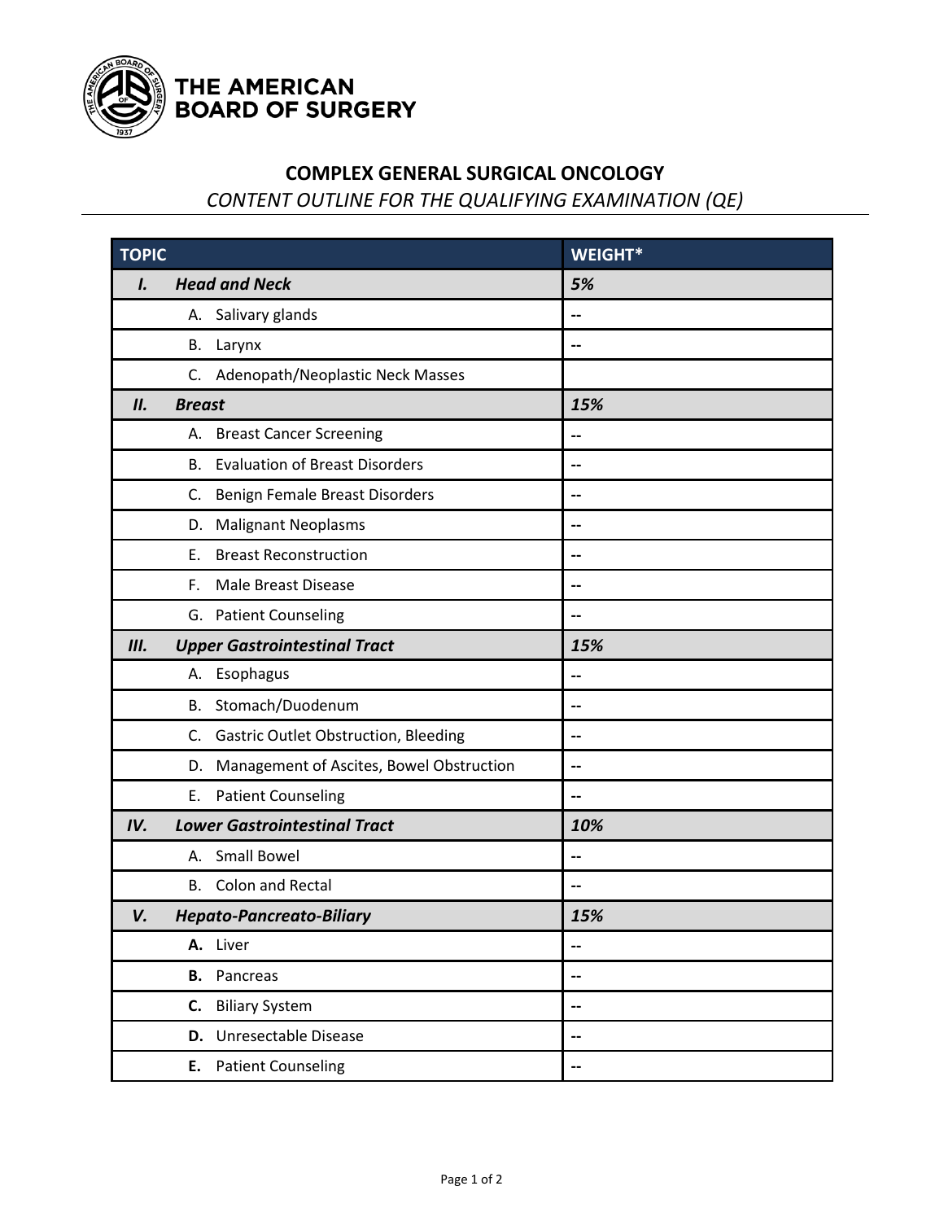THE AMERICAN BOARD OF SURGERY

# COMPLEX GENERAL SURGICAL ONCOLOGY

*CONTENT OUTLINE FOR THE QUALIFYING EXAMINATION (QE)*

| TOPIC | WEIGHT* |
|---|---|
| ***I. Head and Neck*** | ***5%*** |
| A. Salivary glands | -- |
| B. Larynx | -- |
| C. Adenopath/Neoplastic Neck Masses | |
| ***II. Breast*** | ***15%*** |
| A. Breast Cancer Screening | -- |
| B. Evaluation of Breast Disorders | -- |
| C. Benign Female Breast Disorders | -- |
| D. Malignant Neoplasms | -- |
| E. Breast Reconstruction | -- |
| F. Male Breast Disease | -- |
| G. Patient Counseling | -- |
| ***III. Upper Gastrointestinal Tract*** | ***15%*** |
| A. Esophagus | -- |
| B. Stomach/Duodenum | -- |
| C. Gastric Outlet Obstruction, Bleeding | -- |
| D. Management of Ascites, Bowel Obstruction | -- |
| E. Patient Counseling | -- |
| ***IV. Lower Gastrointestinal Tract*** | ***10%*** |
| A. Small Bowel | -- |
| B. Colon and Rectal | -- |
| ***V. Hepato-Pancreato-Biliary*** | ***15%*** |
| **A.** Liver | -- |
| **B.** Pancreas | -- |
| **C.** Biliary System | -- |
| **D.** Unresectable Disease | -- |
| **E.** Patient Counseling | -- |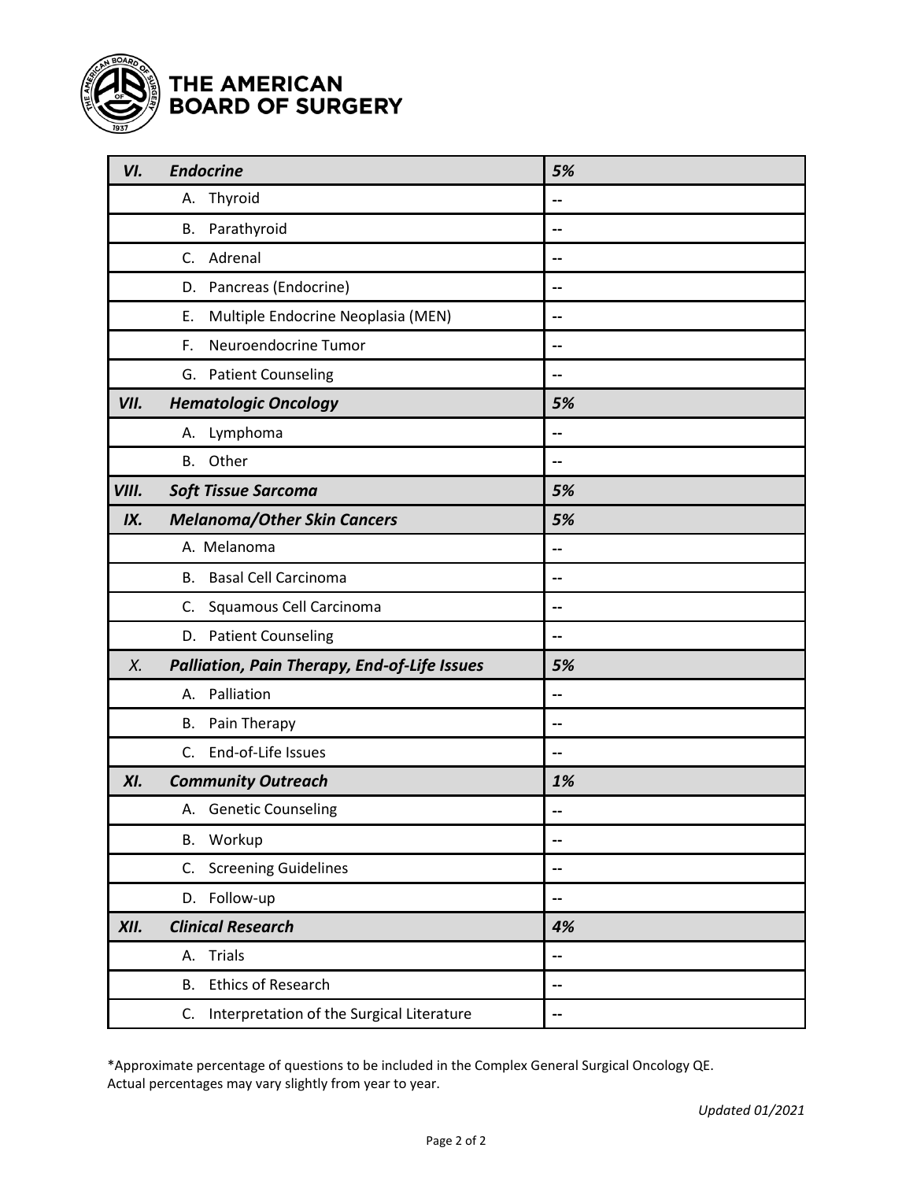**THE AMERICAN BOARD OF SURGERY**

| | | |
|---|---|---|
| ***VI.*** | ***Endocrine*** | ***5%*** |
| | A. Thyroid | -- |
| | B. Parathyroid | -- |
| | C. Adrenal | -- |
| | D. Pancreas (Endocrine) | -- |
| | E. Multiple Endocrine Neoplasia (MEN) | -- |
| | F. Neuroendocrine Tumor | -- |
| | G. Patient Counseling | -- |
| ***VII.*** | ***Hematologic Oncology*** | ***5%*** |
| | A. Lymphoma | -- |
| | B. Other | -- |
| ***VIII.*** | ***Soft Tissue Sarcoma*** | ***5%*** |
| ***IX.*** | ***Melanoma/Other Skin Cancers*** | ***5%*** |
| | A. Melanoma | -- |
| | B. Basal Cell Carcinoma | -- |
| | C. Squamous Cell Carcinoma | -- |
| | D. Patient Counseling | -- |
| *X.* | ***Palliation, Pain Therapy, End-of-Life Issues*** | ***5%*** |
| | A. Palliation | -- |
| | B. Pain Therapy | -- |
| | C. End-of-Life Issues | -- |
| ***XI.*** | ***Community Outreach*** | ***1%*** |
| | A. Genetic Counseling | -- |
| | B. Workup | -- |
| | C. Screening Guidelines | -- |
| | D. Follow-up | -- |
| ***XII.*** | ***Clinical Research*** | ***4%*** |
| | A. Trials | -- |
| | B. Ethics of Research | -- |
| | C. Interpretation of the Surgical Literature | -- |

*Approximate percentage of questions to be included in the Complex General Surgical Oncology QE.
Actual percentages may vary slightly from year to year.

*Updated 01/2021*